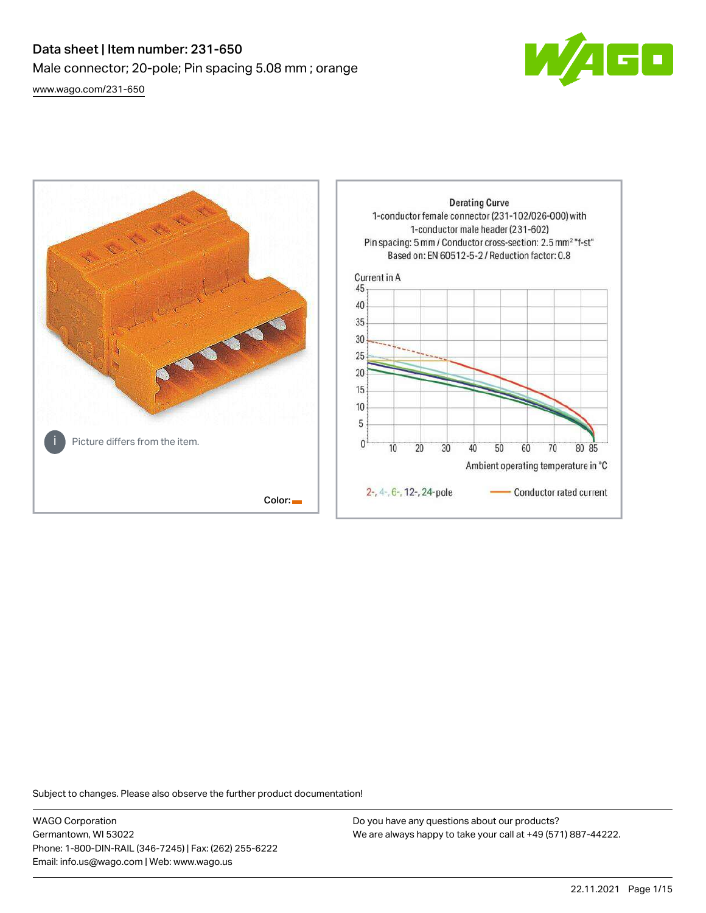# Data sheet | Item number: 231-650

Male connector; 20-pole; Pin spacing 5.08 mm ; orange

www.wago.com/231-650

Picture differs from the item.

Color:

Derating Curve
1-conductor female connector (231-102/026-000) with
1-conductor male header (231-602)
Pin spacing: 5 mm / Conductor cross-section: 2.5 mm² "f-st"
Based on: EN 60512-5-2 / Reduction factor: 0.8

Current in A

Ambient operating temperature in °C

2-, 4-, 6-, 12-, 24-pole — Conductor rated current

Subject to changes. Please also observe the further product documentation!

WAGO Corporation
Germantown, WI 53022
Phone: 1-800-DIN-RAIL (346-7245) | Fax: (262) 255-6222
Email: info.us@wago.com | Web: www.wago.us

Do you have any questions about our products?
We are always happy to take your call at +49 (571) 887-44222.

22.11.2021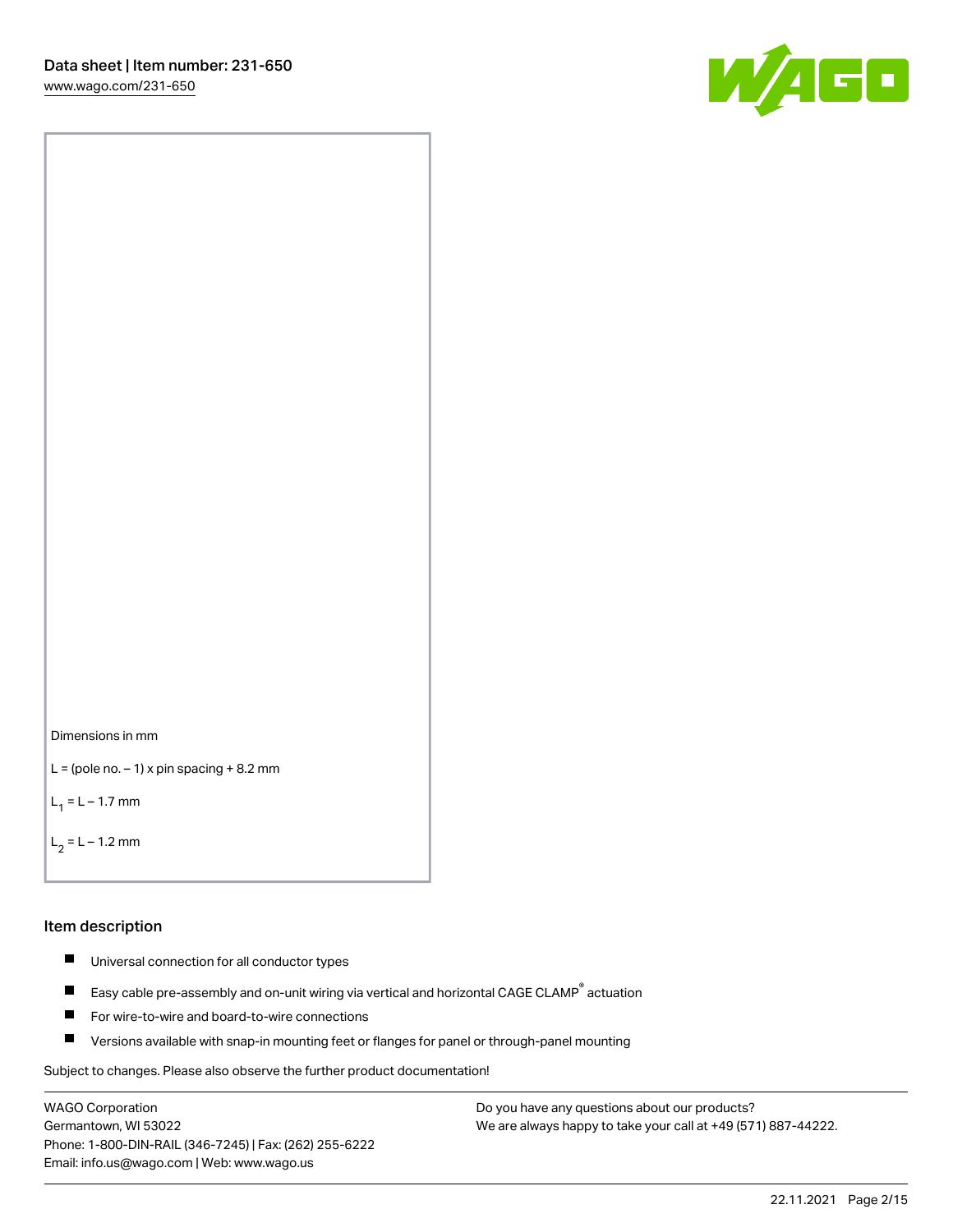Dimensions in mm

L = (pole no. – 1) x pin spacing + 8.2 mm

$L_1$ = L – 1.7 mm

$L_2$ = L – 1.2 mm

## Item description

- Universal connection for all conductor types
- Easy cable pre-assembly and on-unit wiring via vertical and horizontal CAGE CLAMP® actuation
- For wire-to-wire and board-to-wire connections
- Versions available with snap-in mounting feet or flanges for panel or through-panel mounting

Subject to changes. Please also observe the further product documentation!

WAGO Corporation
Germantown, WI 53022
Phone: 1-800-DIN-RAIL (346-7245) | Fax: (262) 255-6222
Email: info.us@wago.com | Web: www.wago.us

Do you have any questions about our products?
We are always happy to take your call at +49 (571) 887-44222.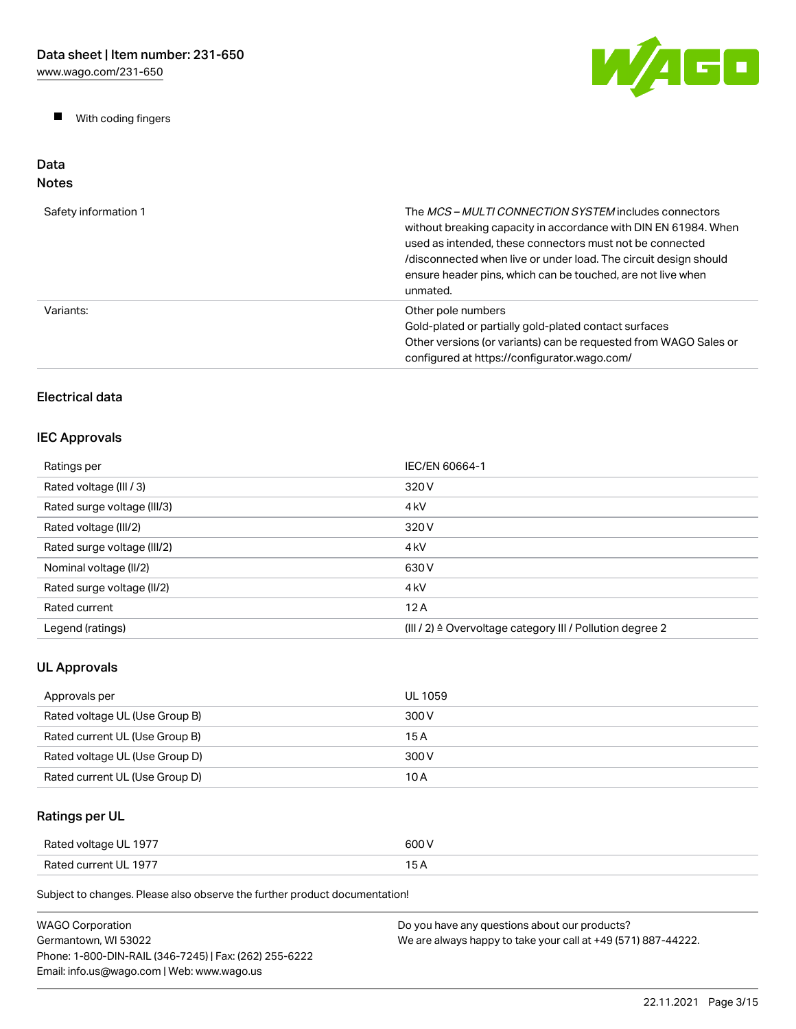- With coding fingers

## Data

### Notes

| | |
|---|---|
| Safety information 1 | The *MCS – MULTI CONNECTION SYSTEM* includes connectors without breaking capacity in accordance with DIN EN 61984. When used as intended, these connectors must not be connected /disconnected when live or under load. The circuit design should ensure header pins, which can be touched, are not live when unmated. |
| Variants: | Other pole numbers<br>Gold-plated or partially gold-plated contact surfaces<br>Other versions (or variants) can be requested from WAGO Sales or configured at https://configurator.wago.com/ |

## Electrical data

### IEC Approvals

| | |
|---|---|
| Ratings per | IEC/EN 60664-1 |
| Rated voltage (III / 3) | 320 V |
| Rated surge voltage (III/3) | 4 kV |
| Rated voltage (III/2) | 320 V |
| Rated surge voltage (III/2) | 4 kV |
| Nominal voltage (II/2) | 630 V |
| Rated surge voltage (II/2) | 4 kV |
| Rated current | 12 A |
| Legend (ratings) | (III / 2) ≙ Overvoltage category III / Pollution degree 2 |

### UL Approvals

| | |
|---|---|
| Approvals per | UL 1059 |
| Rated voltage UL (Use Group B) | 300 V |
| Rated current UL (Use Group B) | 15 A |
| Rated voltage UL (Use Group D) | 300 V |
| Rated current UL (Use Group D) | 10 A |

### Ratings per UL

| | |
|---|---|
| Rated voltage UL 1977 | 600 V |
| Rated current UL 1977 | 15 A |

Subject to changes. Please also observe the further product documentation!

WAGO Corporation
Germantown, WI 53022
Phone: 1-800-DIN-RAIL (346-7245) | Fax: (262) 255-6222
Email: info.us@wago.com | Web: www.wago.us

Do you have any questions about our products?
We are always happy to take your call at +49 (571) 887-44222.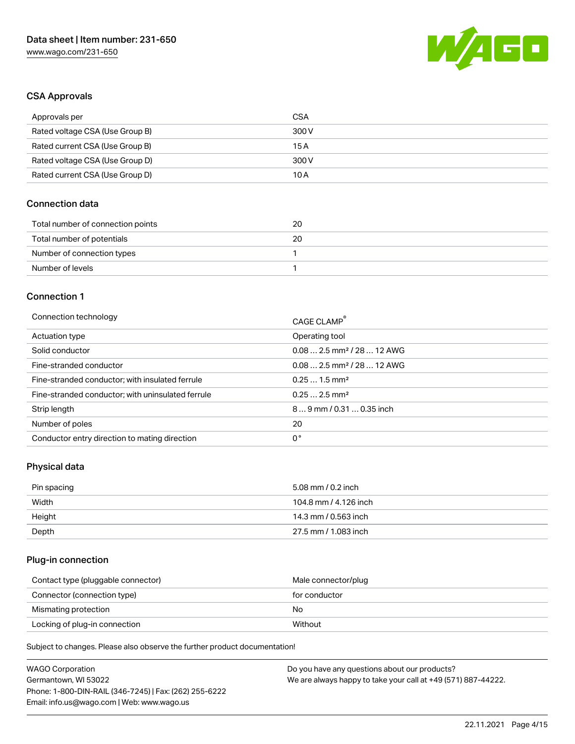## CSA Approvals

| Approvals per | CSA |
| --- | --- |
| Rated voltage CSA (Use Group B) | 300 V |
| Rated current CSA (Use Group B) | 15 A |
| Rated voltage CSA (Use Group D) | 300 V |
| Rated current CSA (Use Group D) | 10 A |

## Connection data

| Total number of connection points | 20 |
| --- | --- |
| Total number of potentials | 20 |
| Number of connection types | 1 |
| Number of levels | 1 |

## Connection 1

| Connection technology | CAGE CLAMP® |
| --- | --- |
| Actuation type | Operating tool |
| Solid conductor | 0.08 … 2.5 mm² / 28 … 12 AWG |
| Fine-stranded conductor | 0.08 … 2.5 mm² / 28 … 12 AWG |
| Fine-stranded conductor; with insulated ferrule | 0.25 … 1.5 mm² |
| Fine-stranded conductor; with uninsulated ferrule | 0.25 … 2.5 mm² |
| Strip length | 8 … 9 mm / 0.31 … 0.35 inch |
| Number of poles | 20 |
| Conductor entry direction to mating direction | 0 ° |

## Physical data

| Pin spacing | 5.08 mm / 0.2 inch |
| --- | --- |
| Width | 104.8 mm / 4.126 inch |
| Height | 14.3 mm / 0.563 inch |
| Depth | 27.5 mm / 1.083 inch |

## Plug-in connection

| Contact type (pluggable connector) | Male connector/plug |
| --- | --- |
| Connector (connection type) | for conductor |
| Mismating protection | No |
| Locking of plug-in connection | Without |

Subject to changes. Please also observe the further product documentation!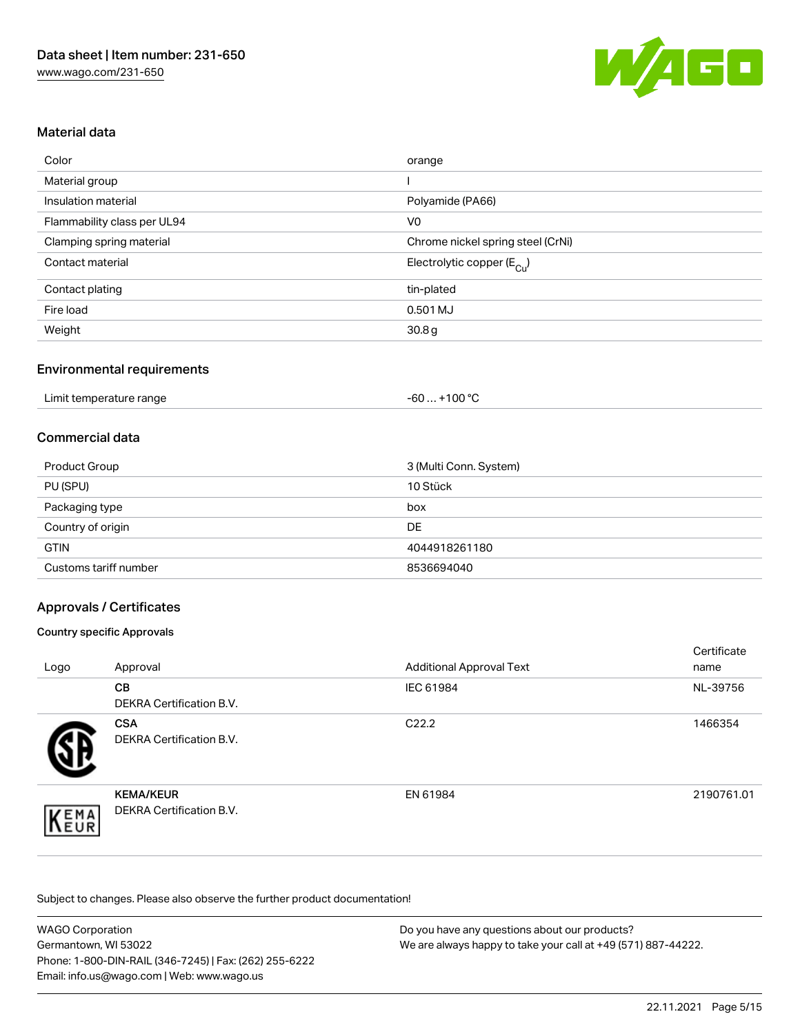### Material data

| | |
|---|---|
| Color | orange |
| Material group | I |
| Insulation material | Polyamide (PA66) |
| Flammability class per UL94 | V0 |
| Clamping spring material | Chrome nickel spring steel (CrNi) |
| Contact material | Electrolytic copper ($E_{Cu}$) |
| Contact plating | tin-plated |
| Fire load | 0.501 MJ |
| Weight | 30.8 g |

### Environmental requirements

| | |
|---|---|
| Limit temperature range | -60 … +100 °C |

### Commercial data

| | |
|---|---|
| Product Group | 3 (Multi Conn. System) |
| PU (SPU) | 10 Stück |
| Packaging type | box |
| Country of origin | DE |
| GTIN | 4044918261180 |
| Customs tariff number | 8536694040 |

### Approvals / Certificates

#### Country specific Approvals

| Logo | Approval | Additional Approval Text | Certificate name |
|---|---|---|---|
| | **CB** DEKRA Certification B.V. | IEC 61984 | NL-39756 |
| | **CSA** DEKRA Certification B.V. | C22.2 | 1466354 |
| | **KEMA/KEUR** DEKRA Certification B.V. | EN 61984 | 2190761.01 |

Subject to changes. Please also observe the further product documentation!

WAGO Corporation
Germantown, WI 53022
Phone: 1-800-DIN-RAIL (346-7245) | Fax: (262) 255-6222
Email: info.us@wago.com | Web: www.wago.us

Do you have any questions about our products?
We are always happy to take your call at +49 (571) 887-44222.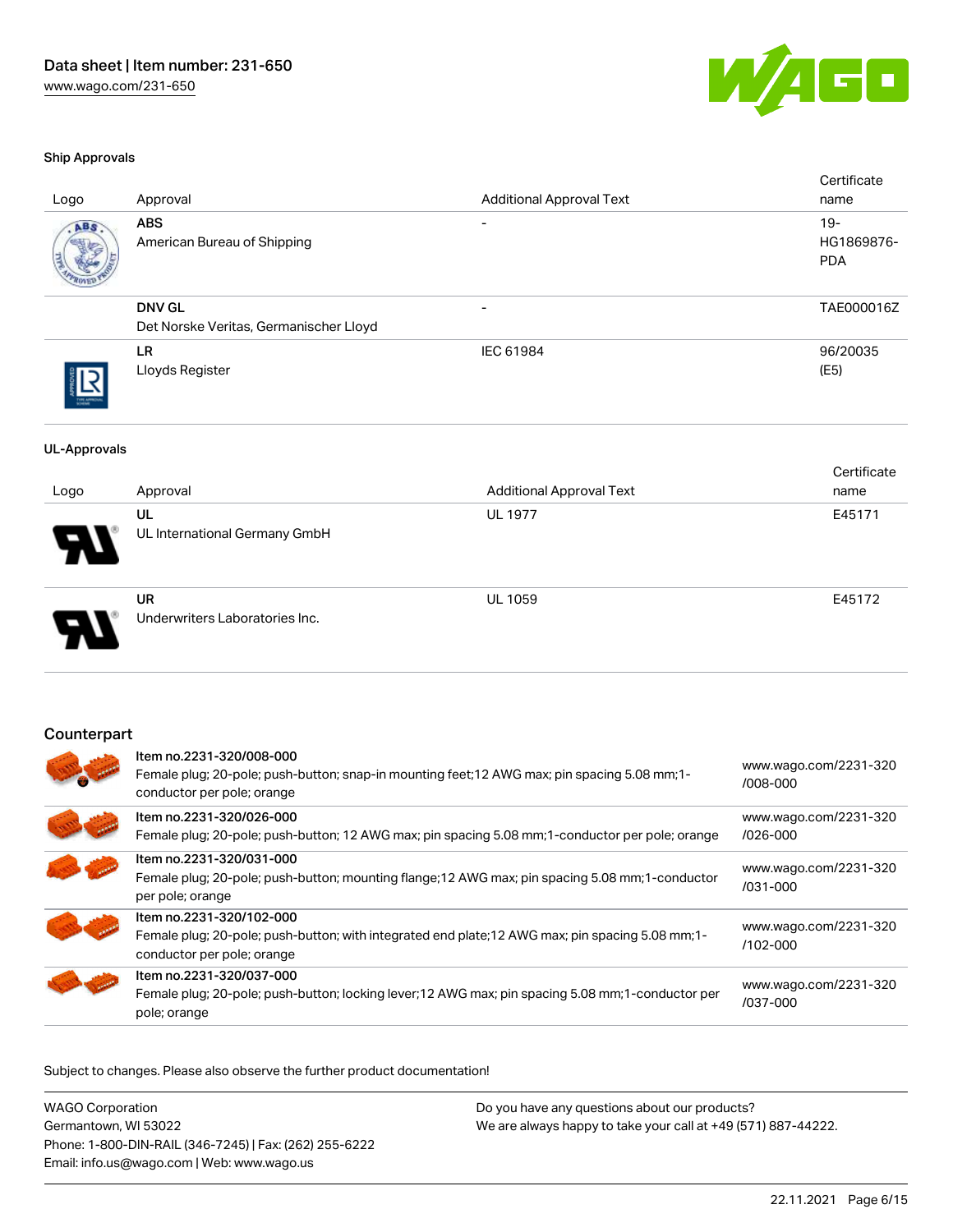### Ship Approvals

| Logo | Approval | Additional Approval Text | Certificate name |
| --- | --- | --- | --- |
| | **ABS**<br>American Bureau of Shipping | - | 19-HG1869876-PDA |
| | **DNV GL**<br>Det Norske Veritas, Germanischer Lloyd | - | TAE000016Z |
| | **LR**<br>Lloyds Register | IEC 61984 | 96/20035 (E5) |

### UL-Approvals

| Logo | Approval | Additional Approval Text | Certificate name |
| --- | --- | --- | --- |
| | **UL**<br>UL International Germany GmbH | UL 1977 | E45171 |
| | **UR**<br>Underwriters Laboratories Inc. | UL 1059 | E45172 |

## Counterpart

| | | |
| --- | --- | --- |
| | **Item no.2231-320/008-000**<br>Female plug; 20-pole; push-button; snap-in mounting feet;12 AWG max; pin spacing 5.08 mm;1-conductor per pole; orange | www.wago.com/2231-320/008-000 |
| | **Item no.2231-320/026-000**<br>Female plug; 20-pole; push-button; 12 AWG max; pin spacing 5.08 mm;1-conductor per pole; orange | www.wago.com/2231-320/026-000 |
| | **Item no.2231-320/031-000**<br>Female plug; 20-pole; push-button; mounting flange;12 AWG max; pin spacing 5.08 mm;1-conductor per pole; orange | www.wago.com/2231-320/031-000 |
| | **Item no.2231-320/102-000**<br>Female plug; 20-pole; push-button; with integrated end plate;12 AWG max; pin spacing 5.08 mm;1-conductor per pole; orange | www.wago.com/2231-320/102-000 |
| | **Item no.2231-320/037-000**<br>Female plug; 20-pole; push-button; locking lever;12 AWG max; pin spacing 5.08 mm;1-conductor per pole; orange | www.wago.com/2231-320/037-000 |

Subject to changes. Please also observe the further product documentation!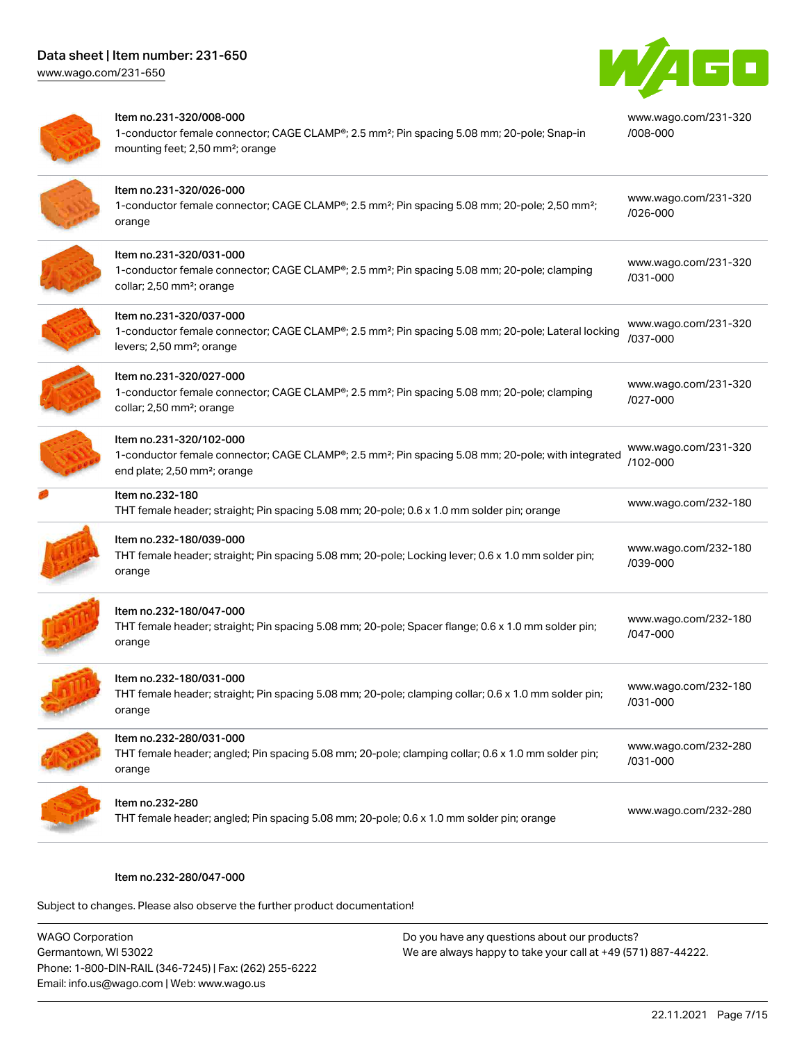| | | |
|---|---|---|
| | Item no.231-320/008-000<br>1-conductor female connector; CAGE CLAMP®; 2.5 mm²; Pin spacing 5.08 mm; 20-pole; Snap-in mounting feet; 2,50 mm²; orange | www.wago.com/231-320/008-000 |
| | Item no.231-320/026-000<br>1-conductor female connector; CAGE CLAMP®; 2.5 mm²; Pin spacing 5.08 mm; 20-pole; 2,50 mm²; orange | www.wago.com/231-320/026-000 |
| | Item no.231-320/031-000<br>1-conductor female connector; CAGE CLAMP®; 2.5 mm²; Pin spacing 5.08 mm; 20-pole; clamping collar; 2,50 mm²; orange | www.wago.com/231-320/031-000 |
| | Item no.231-320/037-000<br>1-conductor female connector; CAGE CLAMP®; 2.5 mm²; Pin spacing 5.08 mm; 20-pole; Lateral locking levers; 2,50 mm²; orange | www.wago.com/231-320/037-000 |
| | Item no.231-320/027-000<br>1-conductor female connector; CAGE CLAMP®; 2.5 mm²; Pin spacing 5.08 mm; 20-pole; clamping collar; 2,50 mm²; orange | www.wago.com/231-320/027-000 |
| | Item no.231-320/102-000<br>1-conductor female connector; CAGE CLAMP®; 2.5 mm²; Pin spacing 5.08 mm; 20-pole; with integrated end plate; 2,50 mm²; orange | www.wago.com/231-320/102-000 |
| | Item no.232-180<br>THT female header; straight; Pin spacing 5.08 mm; 20-pole; 0.6 x 1.0 mm solder pin; orange | www.wago.com/232-180 |
| | Item no.232-180/039-000<br>THT female header; straight; Pin spacing 5.08 mm; 20-pole; Locking lever; 0.6 x 1.0 mm solder pin; orange | www.wago.com/232-180/039-000 |
| | Item no.232-180/047-000<br>THT female header; straight; Pin spacing 5.08 mm; 20-pole; Spacer flange; 0.6 x 1.0 mm solder pin; orange | www.wago.com/232-180/047-000 |
| | Item no.232-180/031-000<br>THT female header; straight; Pin spacing 5.08 mm; 20-pole; clamping collar; 0.6 x 1.0 mm solder pin; orange | www.wago.com/232-180/031-000 |
| | Item no.232-280/031-000<br>THT female header; angled; Pin spacing 5.08 mm; 20-pole; clamping collar; 0.6 x 1.0 mm solder pin; orange | www.wago.com/232-280/031-000 |
| | Item no.232-280<br>THT female header; angled; Pin spacing 5.08 mm; 20-pole; 0.6 x 1.0 mm solder pin; orange | www.wago.com/232-280 |

Item no.232-280/047-000

Subject to changes. Please also observe the further product documentation!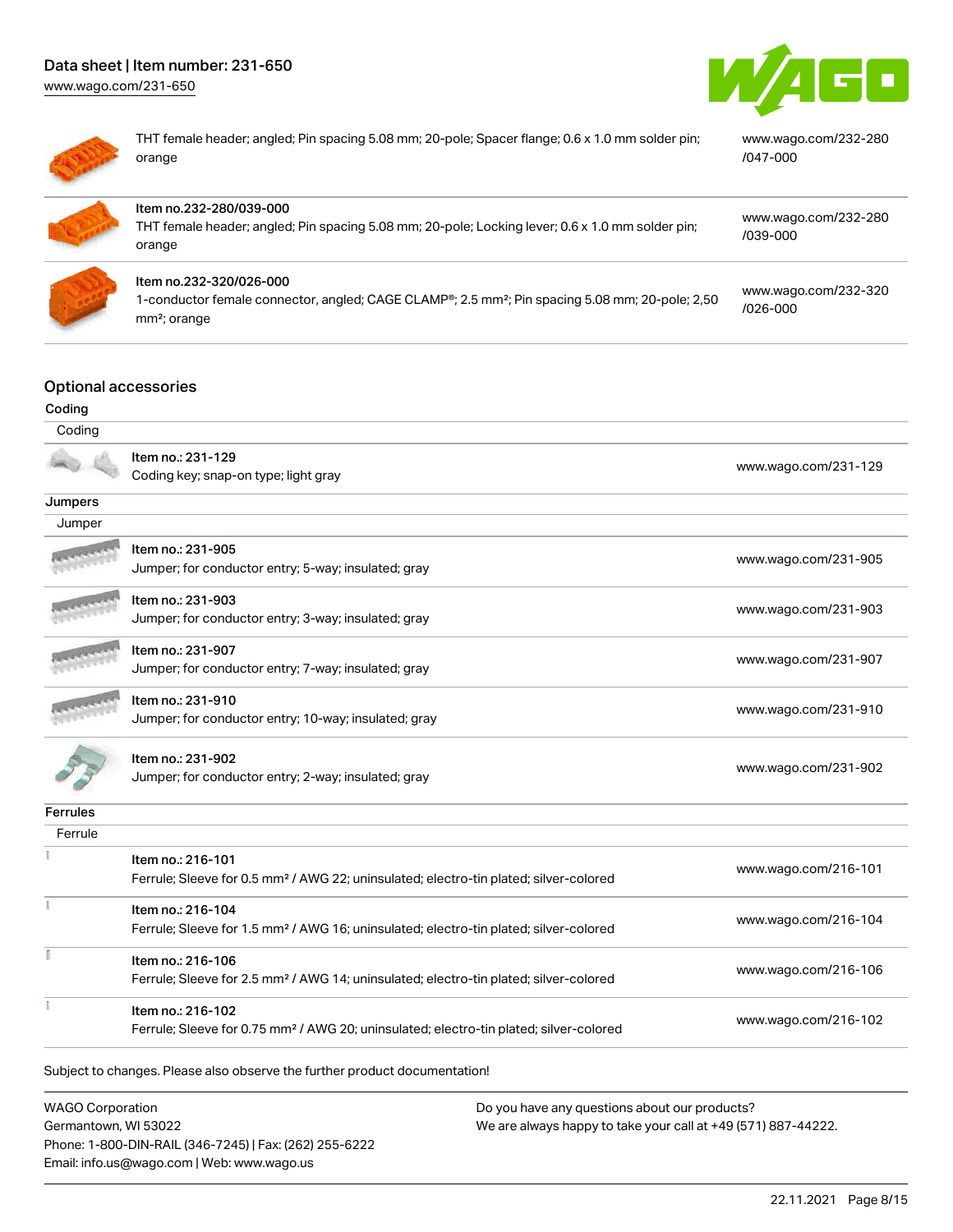| | |
|---|---|
| THT female header; angled; Pin spacing 5.08 mm; 20-pole; Spacer flange; 0.6 x 1.0 mm solder pin; orange | www.wago.com/232-280/047-000 |
| Item no.232-280/039-000<br>THT female header; angled; Pin spacing 5.08 mm; 20-pole; Locking lever; 0.6 x 1.0 mm solder pin; orange | www.wago.com/232-280/039-000 |
| Item no.232-320/026-000<br>1-conductor female connector, angled; CAGE CLAMP®; 2.5 mm²; Pin spacing 5.08 mm; 20-pole; 2,50 mm²; orange | www.wago.com/232-320/026-000 |

## Optional accessories

### Coding

| Coding | |
|---|---|
| Item no.: 231-129<br>Coding key; snap-on type; light gray | www.wago.com/231-129 |

### Jumpers

| Jumper | |
|---|---|
| Item no.: 231-905<br>Jumper; for conductor entry; 5-way; insulated; gray | www.wago.com/231-905 |
| Item no.: 231-903<br>Jumper; for conductor entry; 3-way; insulated; gray | www.wago.com/231-903 |
| Item no.: 231-907<br>Jumper; for conductor entry; 7-way; insulated; gray | www.wago.com/231-907 |
| Item no.: 231-910<br>Jumper; for conductor entry; 10-way; insulated; gray | www.wago.com/231-910 |
| Item no.: 231-902<br>Jumper; for conductor entry; 2-way; insulated; gray | www.wago.com/231-902 |

### Ferrules

| Ferrule | |
|---|---|
| Item no.: 216-101<br>Ferrule; Sleeve for 0.5 mm² / AWG 22; uninsulated; electro-tin plated; silver-colored | www.wago.com/216-101 |
| Item no.: 216-104<br>Ferrule; Sleeve for 1.5 mm² / AWG 16; uninsulated; electro-tin plated; silver-colored | www.wago.com/216-104 |
| Item no.: 216-106<br>Ferrule; Sleeve for 2.5 mm² / AWG 14; uninsulated; electro-tin plated; silver-colored | www.wago.com/216-106 |
| Item no.: 216-102<br>Ferrule; Sleeve for 0.75 mm² / AWG 20; uninsulated; electro-tin plated; silver-colored | www.wago.com/216-102 |

Subject to changes. Please also observe the further product documentation!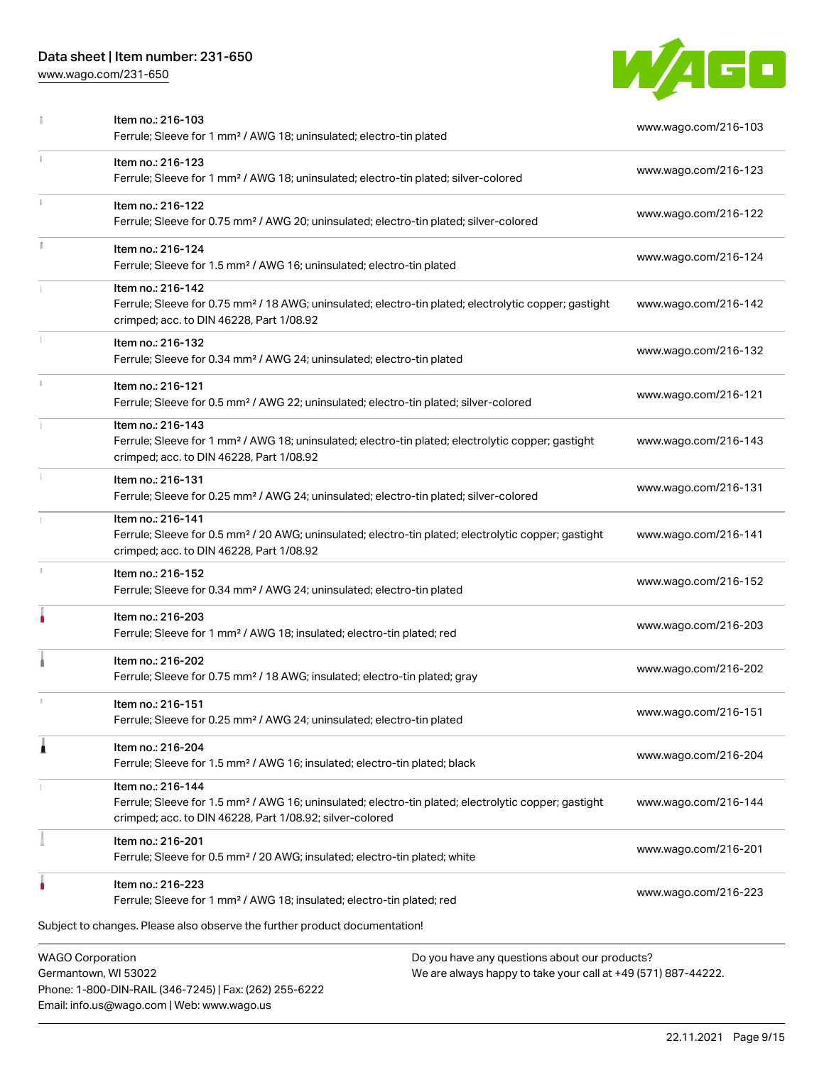| Item | Description | Link |
| --- | --- | --- |
| Item no.: 216-103 | Ferrule; Sleeve for 1 mm² / AWG 18; uninsulated; electro-tin plated | www.wago.com/216-103 |
| Item no.: 216-123 | Ferrule; Sleeve for 1 mm² / AWG 18; uninsulated; electro-tin plated; silver-colored | www.wago.com/216-123 |
| Item no.: 216-122 | Ferrule; Sleeve for 0.75 mm² / AWG 20; uninsulated; electro-tin plated; silver-colored | www.wago.com/216-122 |
| Item no.: 216-124 | Ferrule; Sleeve for 1.5 mm² / AWG 16; uninsulated; electro-tin plated | www.wago.com/216-124 |
| Item no.: 216-142 | Ferrule; Sleeve for 0.75 mm² / 18 AWG; uninsulated; electro-tin plated; electrolytic copper; gastight crimped; acc. to DIN 46228, Part 1/08.92 | www.wago.com/216-142 |
| Item no.: 216-132 | Ferrule; Sleeve for 0.34 mm² / AWG 24; uninsulated; electro-tin plated | www.wago.com/216-132 |
| Item no.: 216-121 | Ferrule; Sleeve for 0.5 mm² / AWG 22; uninsulated; electro-tin plated; silver-colored | www.wago.com/216-121 |
| Item no.: 216-143 | Ferrule; Sleeve for 1 mm² / AWG 18; uninsulated; electro-tin plated; electrolytic copper; gastight crimped; acc. to DIN 46228, Part 1/08.92 | www.wago.com/216-143 |
| Item no.: 216-131 | Ferrule; Sleeve for 0.25 mm² / AWG 24; uninsulated; electro-tin plated; silver-colored | www.wago.com/216-131 |
| Item no.: 216-141 | Ferrule; Sleeve for 0.5 mm² / 20 AWG; uninsulated; electro-tin plated; electrolytic copper; gastight crimped; acc. to DIN 46228, Part 1/08.92 | www.wago.com/216-141 |
| Item no.: 216-152 | Ferrule; Sleeve for 0.34 mm² / AWG 24; uninsulated; electro-tin plated | www.wago.com/216-152 |
| Item no.: 216-203 | Ferrule; Sleeve for 1 mm² / AWG 18; insulated; electro-tin plated; red | www.wago.com/216-203 |
| Item no.: 216-202 | Ferrule; Sleeve for 0.75 mm² / 18 AWG; insulated; electro-tin plated; gray | www.wago.com/216-202 |
| Item no.: 216-151 | Ferrule; Sleeve for 0.25 mm² / AWG 24; uninsulated; electro-tin plated | www.wago.com/216-151 |
| Item no.: 216-204 | Ferrule; Sleeve for 1.5 mm² / AWG 16; insulated; electro-tin plated; black | www.wago.com/216-204 |
| Item no.: 216-144 | Ferrule; Sleeve for 1.5 mm² / AWG 16; uninsulated; electro-tin plated; electrolytic copper; gastight crimped; acc. to DIN 46228, Part 1/08.92; silver-colored | www.wago.com/216-144 |
| Item no.: 216-201 | Ferrule; Sleeve for 0.5 mm² / 20 AWG; insulated; electro-tin plated; white | www.wago.com/216-201 |
| Item no.: 216-223 | Ferrule; Sleeve for 1 mm² / AWG 18; insulated; electro-tin plated; red | www.wago.com/216-223 |

Subject to changes. Please also observe the further product documentation!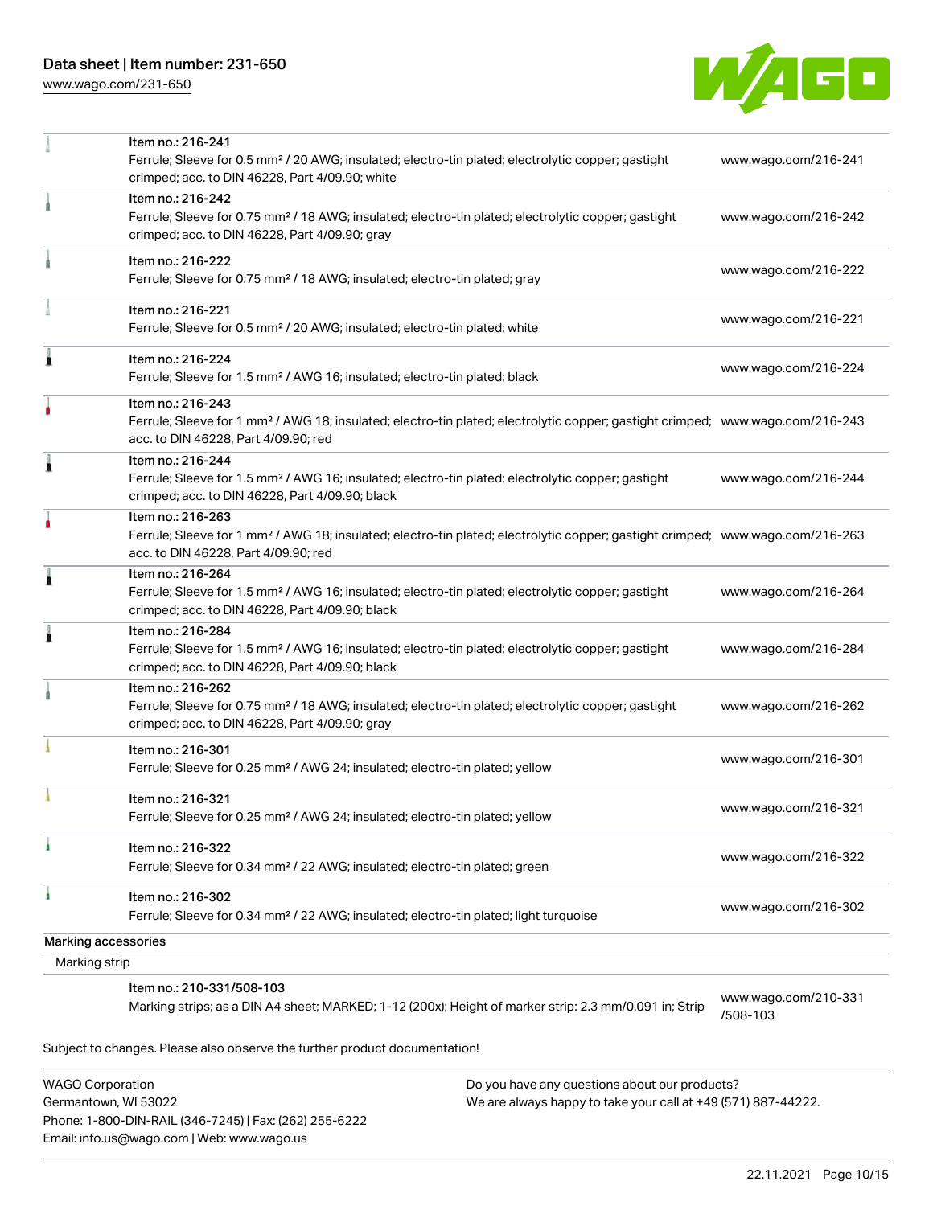| | | |
|---|---|---|
| | Item no.: 216-241<br>Ferrule; Sleeve for 0.5 mm² / 20 AWG; insulated; electro-tin plated; electrolytic copper; gastight crimped; acc. to DIN 46228, Part 4/09.90; white | www.wago.com/216-241 |
| | Item no.: 216-242<br>Ferrule; Sleeve for 0.75 mm² / 18 AWG; insulated; electro-tin plated; electrolytic copper; gastight crimped; acc. to DIN 46228, Part 4/09.90; gray | www.wago.com/216-242 |
| | Item no.: 216-222<br>Ferrule; Sleeve for 0.75 mm² / 18 AWG; insulated; electro-tin plated; gray | www.wago.com/216-222 |
| | Item no.: 216-221<br>Ferrule; Sleeve for 0.5 mm² / 20 AWG; insulated; electro-tin plated; white | www.wago.com/216-221 |
| | Item no.: 216-224<br>Ferrule; Sleeve for 1.5 mm² / AWG 16; insulated; electro-tin plated; black | www.wago.com/216-224 |
| | Item no.: 216-243<br>Ferrule; Sleeve for 1 mm² / AWG 18; insulated; electro-tin plated; electrolytic copper; gastight crimped; acc. to DIN 46228, Part 4/09.90; red | www.wago.com/216-243 |
| | Item no.: 216-244<br>Ferrule; Sleeve for 1.5 mm² / AWG 16; insulated; electro-tin plated; electrolytic copper; gastight crimped; acc. to DIN 46228, Part 4/09.90; black | www.wago.com/216-244 |
| | Item no.: 216-263<br>Ferrule; Sleeve for 1 mm² / AWG 18; insulated; electro-tin plated; electrolytic copper; gastight crimped; acc. to DIN 46228, Part 4/09.90; red | www.wago.com/216-263 |
| | Item no.: 216-264<br>Ferrule; Sleeve for 1.5 mm² / AWG 16; insulated; electro-tin plated; electrolytic copper; gastight crimped; acc. to DIN 46228, Part 4/09.90; black | www.wago.com/216-264 |
| | Item no.: 216-284<br>Ferrule; Sleeve for 1.5 mm² / AWG 16; insulated; electro-tin plated; electrolytic copper; gastight crimped; acc. to DIN 46228, Part 4/09.90; black | www.wago.com/216-284 |
| | Item no.: 216-262<br>Ferrule; Sleeve for 0.75 mm² / 18 AWG; insulated; electro-tin plated; electrolytic copper; gastight crimped; acc. to DIN 46228, Part 4/09.90; gray | www.wago.com/216-262 |
| | Item no.: 216-301<br>Ferrule; Sleeve for 0.25 mm² / AWG 24; insulated; electro-tin plated; yellow | www.wago.com/216-301 |
| | Item no.: 216-321<br>Ferrule; Sleeve for 0.25 mm² / AWG 24; insulated; electro-tin plated; yellow | www.wago.com/216-321 |
| | Item no.: 216-322<br>Ferrule; Sleeve for 0.34 mm² / 22 AWG; insulated; electro-tin plated; green | www.wago.com/216-322 |
| | Item no.: 216-302<br>Ferrule; Sleeve for 0.34 mm² / 22 AWG; insulated; electro-tin plated; light turquoise | www.wago.com/216-302 |
| Marking accessories | | |
| Marking strip | | |
| | Item no.: 210-331/508-103<br>Marking strips; as a DIN A4 sheet; MARKED; 1-12 (200x); Height of marker strip: 2.3 mm/0.091 in; Strip | www.wago.com/210-331/508-103 |

Subject to changes. Please also observe the further product documentation!

WAGO Corporation
Germantown, WI 53022
Phone: 1-800-DIN-RAIL (346-7245) | Fax: (262) 255-6222
Email: info.us@wago.com | Web: www.wago.us

Do you have any questions about our products?
We are always happy to take your call at +49 (571) 887-44222.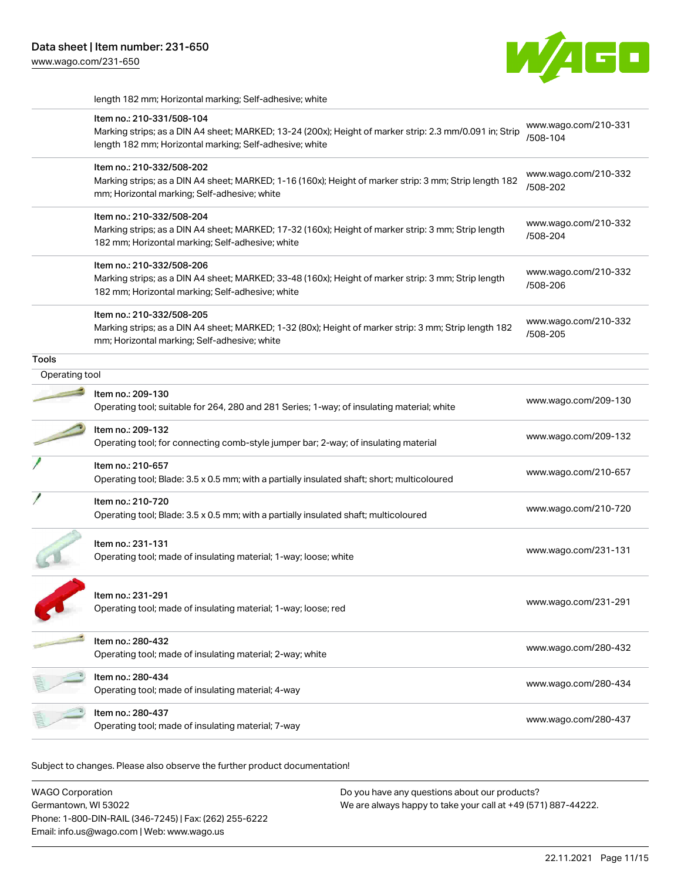length 182 mm; Horizontal marking; Self-adhesive; white

| Item | Link |
|---|---|
| Item no.: 210-331/508-104<br>Marking strips; as a DIN A4 sheet; MARKED; 13-24 (200x); Height of marker strip: 2.3 mm/0.091 in; Strip length 182 mm; Horizontal marking; Self-adhesive; white | www.wago.com/210-331/508-104 |
| Item no.: 210-332/508-202<br>Marking strips; as a DIN A4 sheet; MARKED; 1-16 (160x); Height of marker strip: 3 mm; Strip length 182 mm; Horizontal marking; Self-adhesive; white | www.wago.com/210-332/508-202 |
| Item no.: 210-332/508-204<br>Marking strips; as a DIN A4 sheet; MARKED; 17-32 (160x); Height of marker strip: 3 mm; Strip length 182 mm; Horizontal marking; Self-adhesive; white | www.wago.com/210-332/508-204 |
| Item no.: 210-332/508-206<br>Marking strips; as a DIN A4 sheet; MARKED; 33-48 (160x); Height of marker strip: 3 mm; Strip length 182 mm; Horizontal marking; Self-adhesive; white | www.wago.com/210-332/508-206 |
| Item no.: 210-332/508-205<br>Marking strips; as a DIN A4 sheet; MARKED; 1-32 (80x); Height of marker strip: 3 mm; Strip length 182 mm; Horizontal marking; Self-adhesive; white | www.wago.com/210-332/508-205 |

## Tools

### Operating tool

| Item | Link |
|---|---|
| Item no.: 209-130<br>Operating tool; suitable for 264, 280 and 281 Series; 1-way; of insulating material; white | www.wago.com/209-130 |
| Item no.: 209-132<br>Operating tool; for connecting comb-style jumper bar; 2-way; of insulating material | www.wago.com/209-132 |
| Item no.: 210-657<br>Operating tool; Blade: 3.5 x 0.5 mm; with a partially insulated shaft; short; multicoloured | www.wago.com/210-657 |
| Item no.: 210-720<br>Operating tool; Blade: 3.5 x 0.5 mm; with a partially insulated shaft; multicoloured | www.wago.com/210-720 |
| Item no.: 231-131<br>Operating tool; made of insulating material; 1-way; loose; white | www.wago.com/231-131 |
| Item no.: 231-291<br>Operating tool; made of insulating material; 1-way; loose; red | www.wago.com/231-291 |
| Item no.: 280-432<br>Operating tool; made of insulating material; 2-way; white | www.wago.com/280-432 |
| Item no.: 280-434<br>Operating tool; made of insulating material; 4-way | www.wago.com/280-434 |
| Item no.: 280-437<br>Operating tool; made of insulating material; 7-way | www.wago.com/280-437 |

Subject to changes. Please also observe the further product documentation!

WAGO Corporation
Germantown, WI 53022
Phone: 1-800-DIN-RAIL (346-7245) | Fax: (262) 255-6222
Email: info.us@wago.com | Web: www.wago.us

Do you have any questions about our products?
We are always happy to take your call at +49 (571) 887-44222.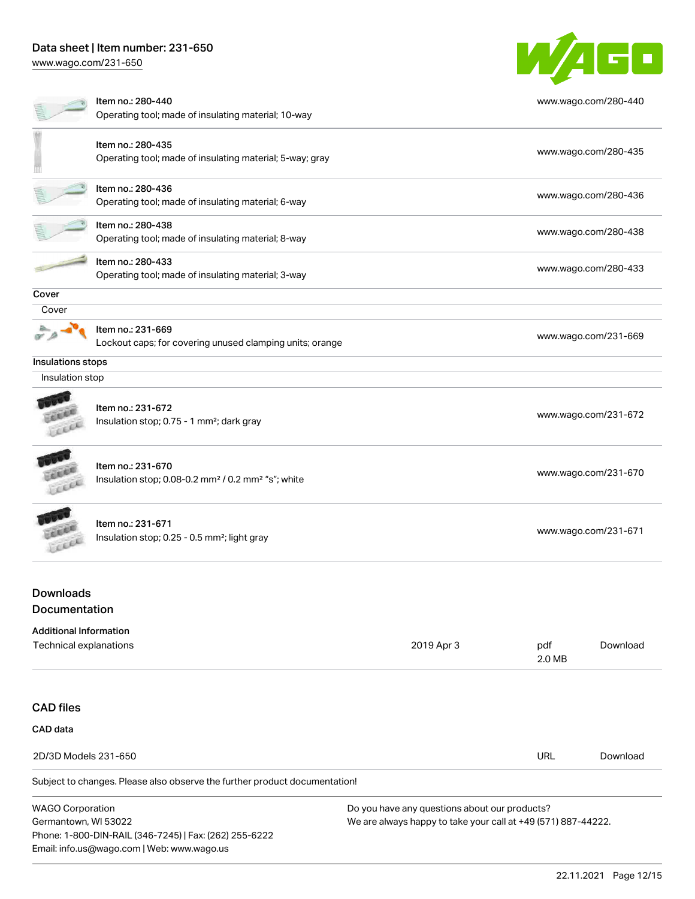| | | |
|---|---|---|
| | Item no.: 280-440<br>Operating tool; made of insulating material; 10-way | www.wago.com/280-440 |
| | Item no.: 280-435<br>Operating tool; made of insulating material; 5-way; gray | www.wago.com/280-435 |
| | Item no.: 280-436<br>Operating tool; made of insulating material; 6-way | www.wago.com/280-436 |
| | Item no.: 280-438<br>Operating tool; made of insulating material; 8-way | www.wago.com/280-438 |
| | Item no.: 280-433<br>Operating tool; made of insulating material; 3-way | www.wago.com/280-433 |

**Cover**

Cover

| | | |
|---|---|---|
| | Item no.: 231-669<br>Lockout caps; for covering unused clamping units; orange | www.wago.com/231-669 |

**Insulations stops**

Insulation stop

| | | |
|---|---|---|
| | Item no.: 231-672<br>Insulation stop; 0.75 - 1 mm²; dark gray | www.wago.com/231-672 |
| | Item no.: 231-670<br>Insulation stop; 0.08-0.2 mm² / 0.2 mm² "s"; white | www.wago.com/231-670 |
| | Item no.: 231-671<br>Insulation stop; 0.25 - 0.5 mm²; light gray | www.wago.com/231-671 |

## Downloads

## Documentation

**Additional Information**

| | | | |
|---|---|---|---|
| Technical explanations | 2019 Apr 3 | pdf<br>2.0 MB | Download |

## CAD files

**CAD data**

| | | |
|---|---|---|
| 2D/3D Models 231-650 | URL | Download |

Subject to changes. Please also observe the further product documentation!

WAGO Corporation
Germantown, WI 53022
Phone: 1-800-DIN-RAIL (346-7245) | Fax: (262) 255-6222
Email: info.us@wago.com | Web: www.wago.us

Do you have any questions about our products?
We are always happy to take your call at +49 (571) 887-44222.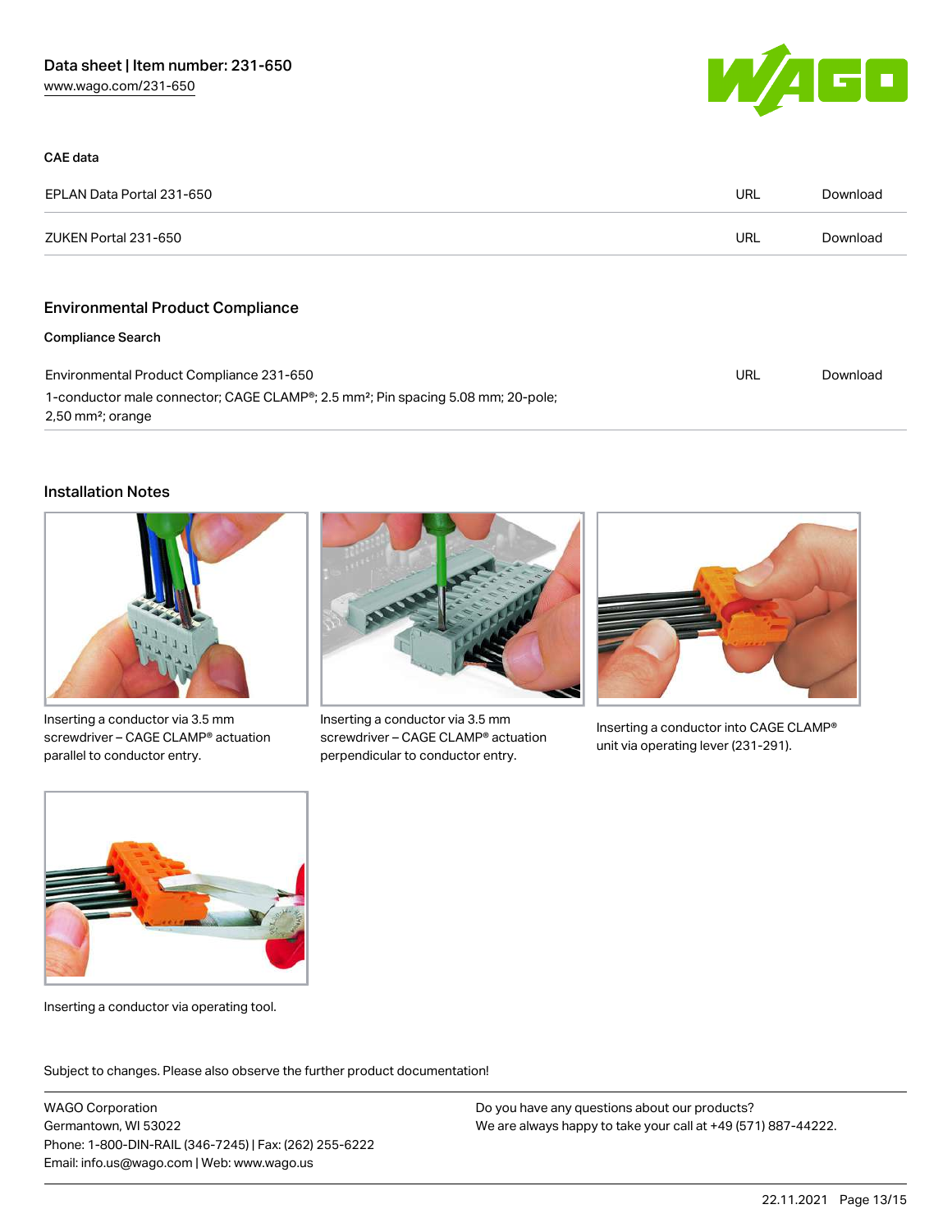### CAE data

| | | |
|---|---|---|
| EPLAN Data Portal 231-650 | URL | Download |
| ZUKEN Portal 231-650 | URL | Download |

## Environmental Product Compliance

### Compliance Search

| | | |
|---|---|---|
| Environmental Product Compliance 231-650<br>1-conductor male connector; CAGE CLAMP®; 2.5 mm²; Pin spacing 5.08 mm; 20-pole; 2,50 mm²; orange | URL | Download |

## Installation Notes

Inserting a conductor via 3.5 mm screwdriver – CAGE CLAMP® actuation parallel to conductor entry.

Inserting a conductor via 3.5 mm screwdriver – CAGE CLAMP® actuation perpendicular to conductor entry.

Inserting a conductor into CAGE CLAMP® unit via operating lever (231-291).

Inserting a conductor via operating tool.

Subject to changes. Please also observe the further product documentation!

WAGO Corporation
Germantown, WI 53022
Phone: 1-800-DIN-RAIL (346-7245) | Fax: (262) 255-6222
Email: info.us@wago.com | Web: www.wago.us

Do you have any questions about our products?
We are always happy to take your call at +49 (571) 887-44222.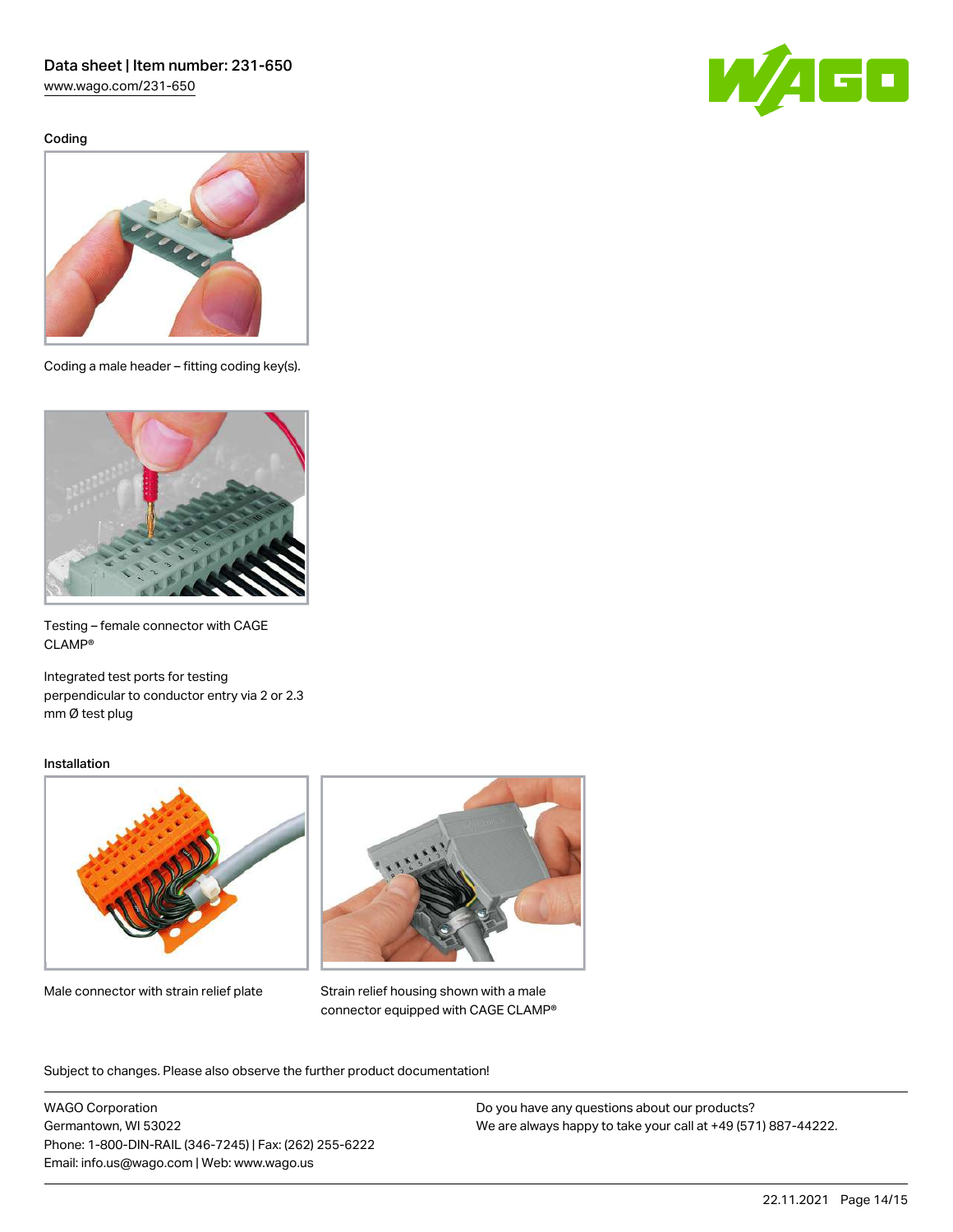### Coding

Coding a male header – fitting coding key(s).

Testing – female connector with CAGE CLAMP®

Integrated test ports for testing perpendicular to conductor entry via 2 or 2.3 mm Ø test plug

### Installation

Male connector with strain relief plate

Strain relief housing shown with a male connector equipped with CAGE CLAMP®

Subject to changes. Please also observe the further product documentation!

WAGO Corporation
Germantown, WI 53022
Phone: 1-800-DIN-RAIL (346-7245) | Fax: (262) 255-6222
Email: info.us@wago.com | Web: www.wago.us

Do you have any questions about our products?
We are always happy to take your call at +49 (571) 887-44222.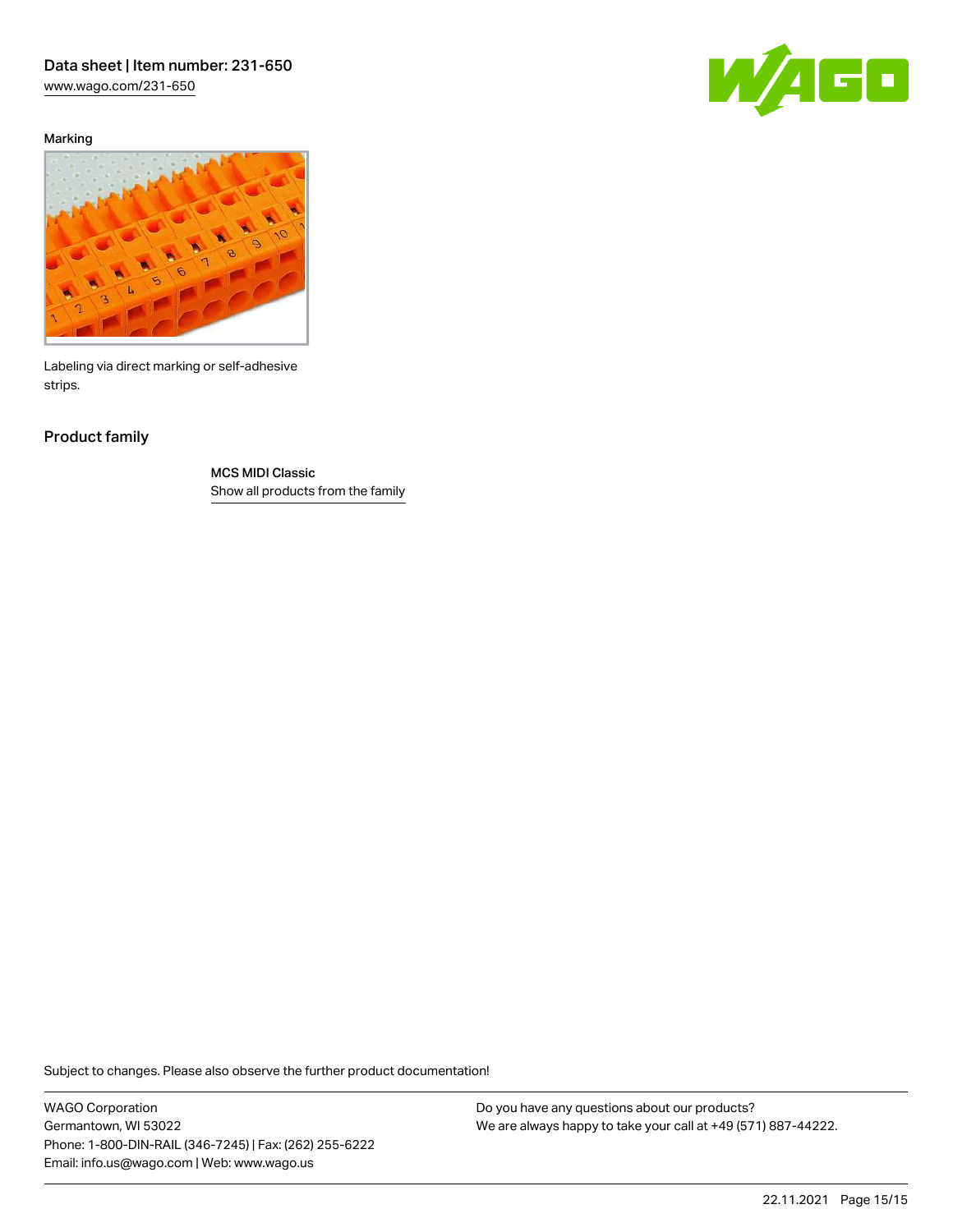Marking

Labeling via direct marking or self-adhesive strips.

## Product family

MCS MIDI Classic
Show all products from the family

Subject to changes. Please also observe the further product documentation!

WAGO Corporation
Germantown, WI 53022
Phone: 1-800-DIN-RAIL (346-7245) | Fax: (262) 255-6222
Email: info.us@wago.com | Web: www.wago.us

Do you have any questions about our products?
We are always happy to take your call at +49 (571) 887-44222.